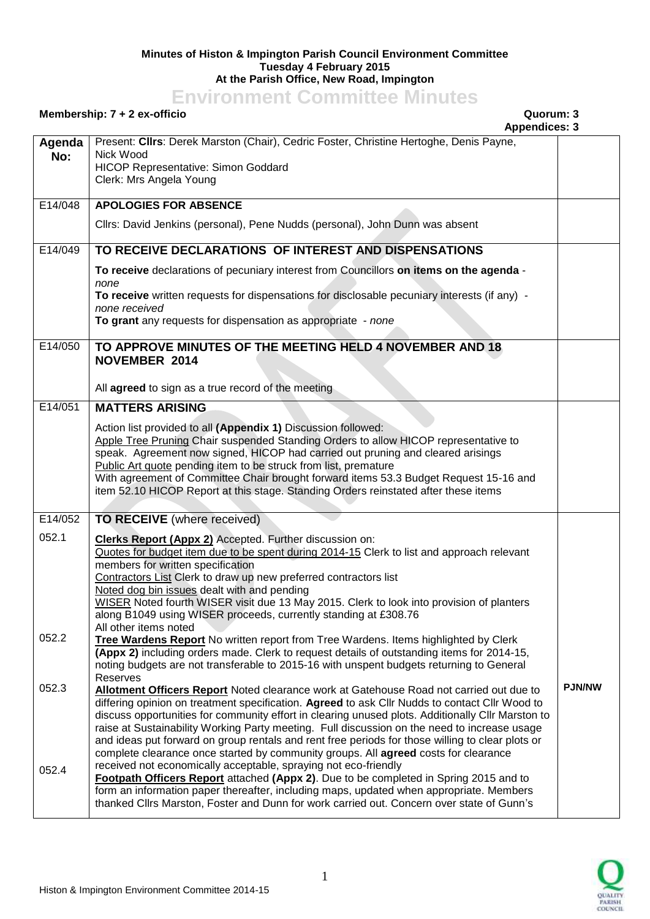**Minutes of Histon & Impington Parish Council Environment Committee**
**Tuesday 4 February 2015**
**At the Parish Office, New Road, Impington**

# Environment Committee Minutes

**Membership: 7 + 2 ex-officio** **Quorum: 3**
**Appendices: 3**

| Agenda No: | | |
|---|---|---|
| | Present: **Cllrs**: Derek Marston (Chair), Cedric Foster, Christine Hertoghe, Denis Payne, Nick Wood<br>HICOP Representative: Simon Goddard<br>Clerk: Mrs Angela Young | |
| E14/048 | **APOLOGIES FOR ABSENCE**<br><br>Cllrs: David Jenkins (personal), Pene Nudds (personal), John Dunn was absent | |
| E14/049 | **TO RECEIVE DECLARATIONS OF INTEREST AND DISPENSATIONS**<br><br>**To receive** declarations of pecuniary interest from Councillors **on items on the agenda** - *none*<br>**To receive** written requests for dispensations for disclosable pecuniary interests (if any) - *none received*<br>**To grant** any requests for dispensation as appropriate - *none* | |
| E14/050 | **TO APPROVE MINUTES OF THE MEETING HELD 4 NOVEMBER AND 18 NOVEMBER 2014**<br><br>All **agreed** to sign as a true record of the meeting | |
| E14/051 | **MATTERS ARISING**<br><br>Action list provided to all **(Appendix 1)** Discussion followed:<br>Apple Tree Pruning Chair suspended Standing Orders to allow HICOP representative to speak. Agreement now signed, HICOP had carried out pruning and cleared arisings<br>Public Art quote pending item to be struck from list, premature<br>With agreement of Committee Chair brought forward items 53.3 Budget Request 15-16 and item 52.10 HICOP Report at this stage. Standing Orders reinstated after these items | |
| E14/052 | **TO RECEIVE** (where received) | |
| 052.1 | **Clerks Report (Appx 2)** Accepted. Further discussion on:<br>Quotes for budget item due to be spent during 2014-15 Clerk to list and approach relevant members for written specification<br>Contractors List Clerk to draw up new preferred contractors list<br>Noted dog bin issues dealt with and pending<br>WISER Noted fourth WISER visit due 13 May 2015. Clerk to look into provision of planters along B1049 using WISER proceeds, currently standing at £308.76<br>All other items noted | |
| 052.2 | **Tree Wardens Report** No written report from Tree Wardens. Items highlighted by Clerk **(Appx 2)** including orders made. Clerk to request details of outstanding items for 2014-15, noting budgets are not transferable to 2015-16 with unspent budgets returning to General Reserves | |
| 052.3 | **Allotment Officers Report** Noted clearance work at Gatehouse Road not carried out due to differing opinion on treatment specification. **Agreed** to ask Cllr Nudds to contact Cllr Wood to discuss opportunities for community effort in clearing unused plots. Additionally Cllr Marston to raise at Sustainability Working Party meeting. Full discussion on the need to increase usage and ideas put forward on group rentals and rent free periods for those willing to clear plots or complete clearance once started by community groups. All **agreed** costs for clearance received not economically acceptable, spraying not eco-friendly | **PJN/NW** |
| 052.4 | **Footpath Officers Report** attached **(Appx 2)**. Due to be completed in Spring 2015 and to form an information paper thereafter, including maps, updated when appropriate. Members thanked Cllrs Marston, Foster and Dunn for work carried out. Concern over state of Gunn's | |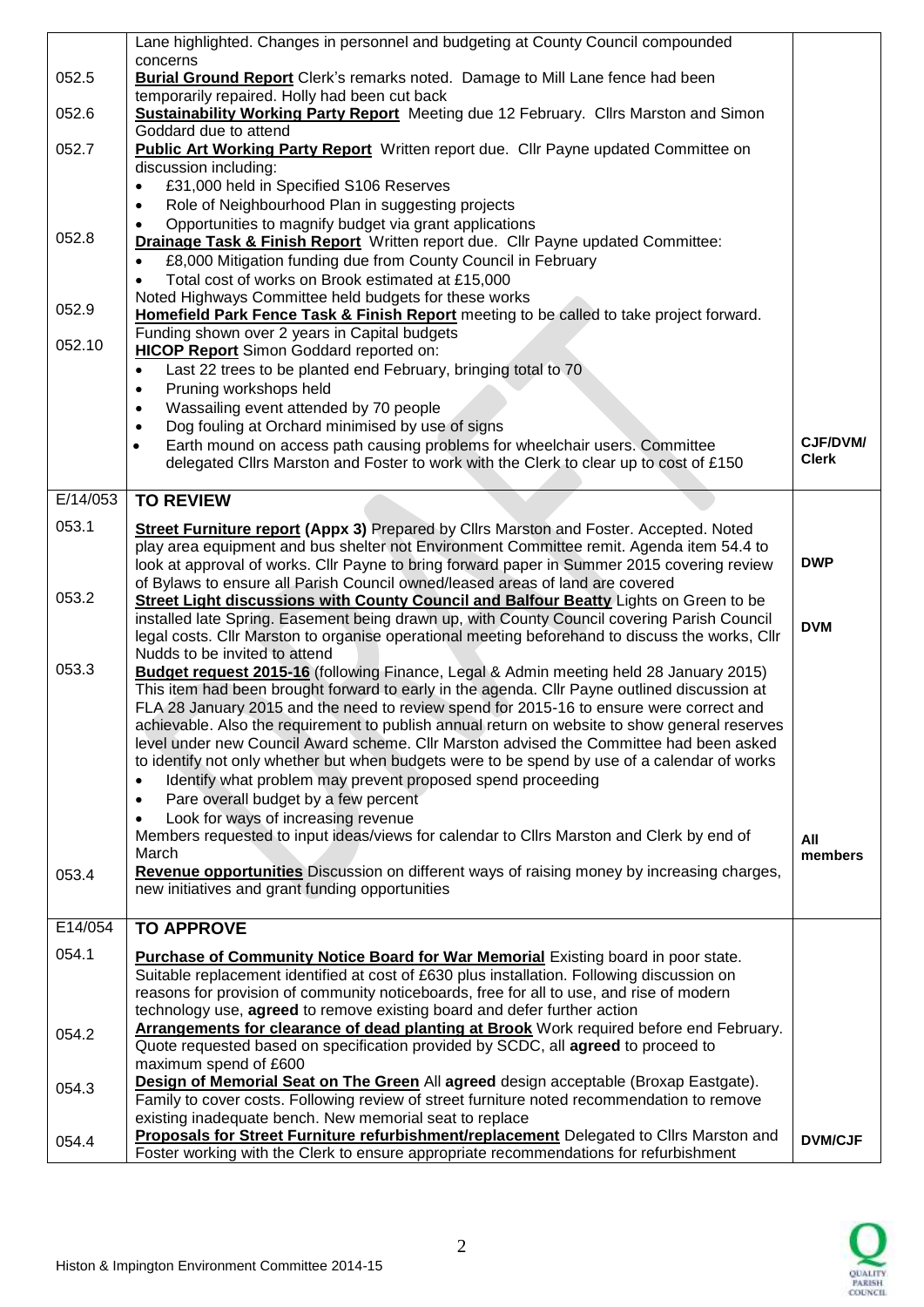| | | |
|---|---|---|
| | Lane highlighted. Changes in personnel and budgeting at County Council compounded concerns | |
| 052.5 | **Burial Ground Report** Clerk's remarks noted. Damage to Mill Lane fence had been temporarily repaired. Holly had been cut back | |
| 052.6 | **Sustainability Working Party Report** Meeting due 12 February. Cllrs Marston and Simon Goddard due to attend | |
| 052.7 | **Public Art Working Party Report** Written report due. Cllr Payne updated Committee on discussion including: <br>• £31,000 held in Specified S106 Reserves <br>• Role of Neighbourhood Plan in suggesting projects <br>• Opportunities to magnify budget via grant applications | |
| 052.8 | **Drainage Task & Finish Report** Written report due. Cllr Payne updated Committee: <br>• £8,000 Mitigation funding due from County Council in February <br>• Total cost of works on Brook estimated at £15,000 <br>Noted Highways Committee held budgets for these works | |
| 052.9 | **Homefield Park Fence Task & Finish Report** meeting to be called to take project forward. Funding shown over 2 years in Capital budgets | |
| 052.10 | **HICOP Report** Simon Goddard reported on: <br>• Last 22 trees to be planted end February, bringing total to 70 <br>• Pruning workshops held <br>• Wassailing event attended by 70 people <br>• Dog fouling at Orchard minimised by use of signs <br>• Earth mound on access path causing problems for wheelchair users. Committee delegated Cllrs Marston and Foster to work with the Clerk to clear up to cost of £150 | **CJF/DVM/ Clerk** |
| E/14/053 | **TO REVIEW** | |
| 053.1 | **Street Furniture report (Appx 3)** Prepared by Cllrs Marston and Foster. Accepted. Noted play area equipment and bus shelter not Environment Committee remit. Agenda item 54.4 to look at approval of works. Cllr Payne to bring forward paper in Summer 2015 covering review of Bylaws to ensure all Parish Council owned/leased areas of land are covered | **DWP** |
| 053.2 | **Street Light discussions with County Council and Balfour Beatty** Lights on Green to be installed late Spring. Easement being drawn up, with County Council covering Parish Council legal costs. Cllr Marston to organise operational meeting beforehand to discuss the works, Cllr Nudds to be invited to attend | **DVM** |
| 053.3 | **Budget request 2015-16** (following Finance, Legal & Admin meeting held 28 January 2015) This item had been brought forward to early in the agenda. Cllr Payne outlined discussion at FLA 28 January 2015 and the need to review spend for 2015-16 to ensure were correct and achievable. Also the requirement to publish annual return on website to show general reserves level under new Council Award scheme. Cllr Marston advised the Committee had been asked to identify not only whether but when budgets were to be spend by use of a calendar of works <br>• Identify what problem may prevent proposed spend proceeding <br>• Pare overall budget by a few percent <br>• Look for ways of increasing revenue <br>Members requested to input ideas/views for calendar to Cllrs Marston and Clerk by end of March | **All members** |
| 053.4 | **Revenue opportunities** Discussion on different ways of raising money by increasing charges, new initiatives and grant funding opportunities | |
| E14/054 | **TO APPROVE** | |
| 054.1 | **Purchase of Community Notice Board for War Memorial** Existing board in poor state. Suitable replacement identified at cost of £630 plus installation. Following discussion on reasons for provision of community noticeboards, free for all to use, and rise of modern technology use, **agreed** to remove existing board and defer further action | |
| 054.2 | **Arrangements for clearance of dead planting at Brook** Work required before end February. Quote requested based on specification provided by SCDC, all **agreed** to proceed to maximum spend of £600 | |
| 054.3 | **Design of Memorial Seat on The Green** All **agreed** design acceptable (Broxap Eastgate). Family to cover costs. Following review of street furniture noted recommendation to remove existing inadequate bench. New memorial seat to replace | |
| 054.4 | **Proposals for Street Furniture refurbishment/replacement** Delegated to Cllrs Marston and Foster working with the Clerk to ensure appropriate recommendations for refurbishment | **DVM/CJF** |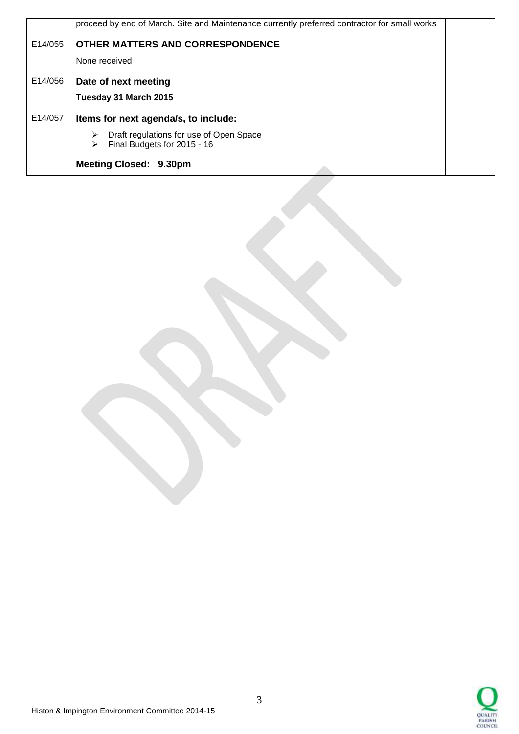| | | |
|---|---|---|
| | proceed by end of March. Site and Maintenance currently preferred contractor for small works | |
| E14/055 | **OTHER MATTERS AND CORRESPONDENCE**<br><br>None received | |
| E14/056 | **Date of next meeting**<br><br>**Tuesday 31 March 2015** | |
| E14/057 | **Items for next agenda/s, to include:**<br><br>➢ Draft regulations for use of Open Space<br>➢ Final Budgets for 2015 - 16 | |
| | **Meeting Closed: 9.30pm** | |

DRAFT